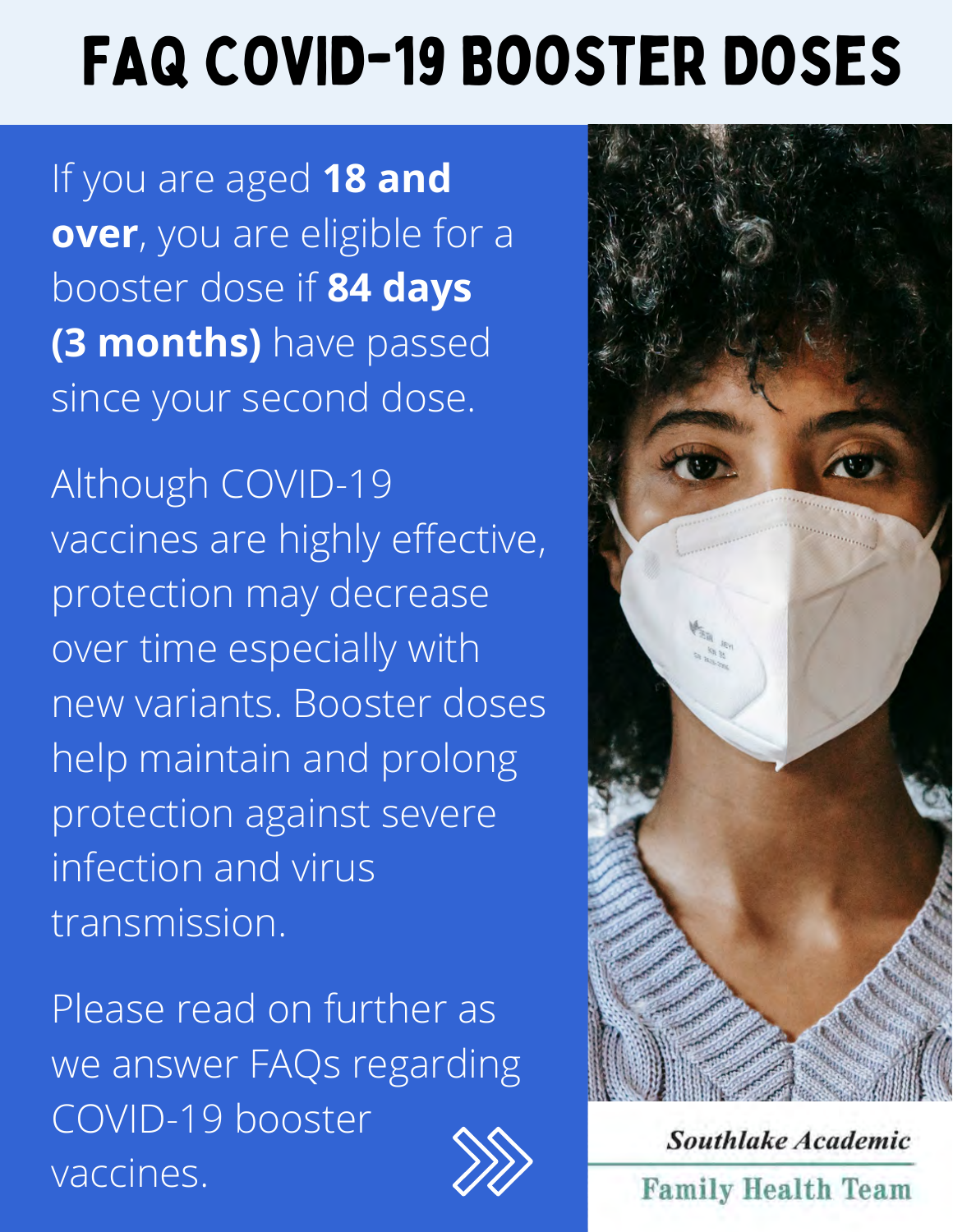# FAQ COVID-19 BOOSTER DOSES

If you are aged **18 and over**, you are eligible for a booster dose if **84 days (3 months)** have passed since your second dose.

Although COVID-19 vaccines are highly effective, protection may decrease over time especially with new variants. Booster doses help maintain and prolong protection against severe infection and virus transmission.

Please read on further as we answer FAQs regarding COVID-19 booster vaccines.

*Southlake Academic*

**Family Health Team**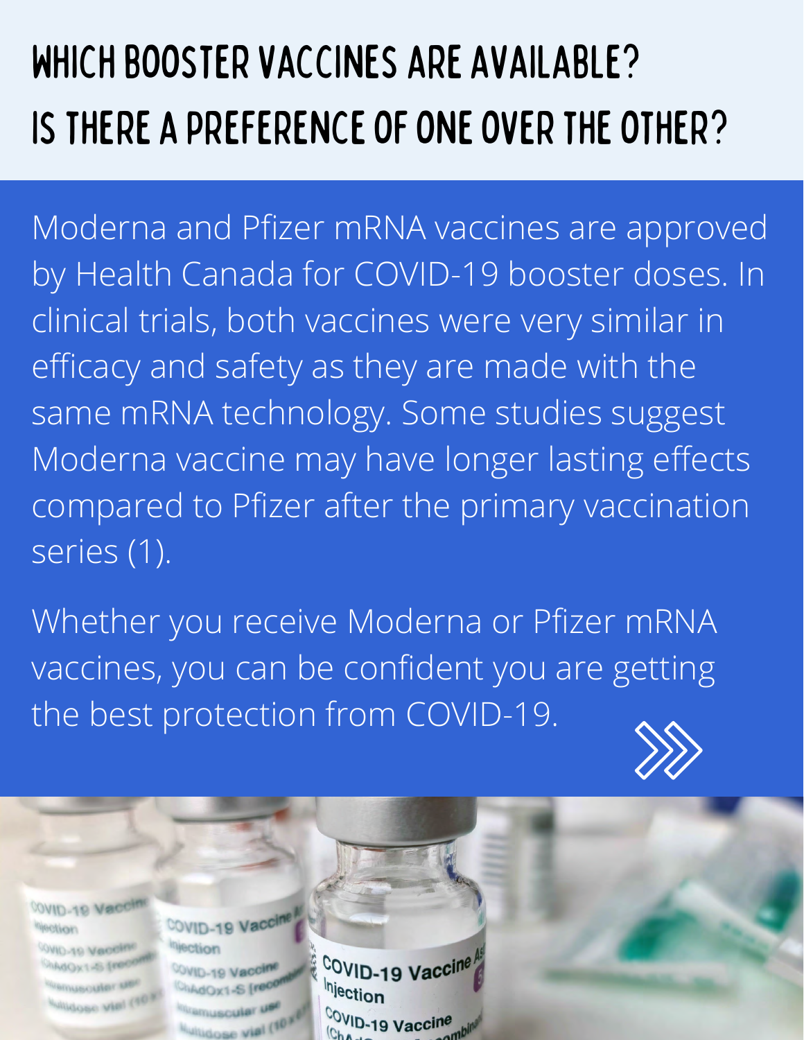# WHICH BOOSTER VACCINES ARE AVAILABLE? IS THERE A PREFERENCE OF ONE OVER THE OTHER?

Moderna and Pfizer mRNA vaccines are approved by Health Canada for COVID-19 booster doses. In clinical trials, both vaccines were very similar in efficacy and safety as they are made with the same mRNA technology. Some studies suggest Moderna vaccine may have longer lasting effects compared to Pfizer after the primary vaccination series (1).

Whether you receive Moderna or Pfizer mRNA vaccines, you can be confident you are getting the best protection from COVID-19.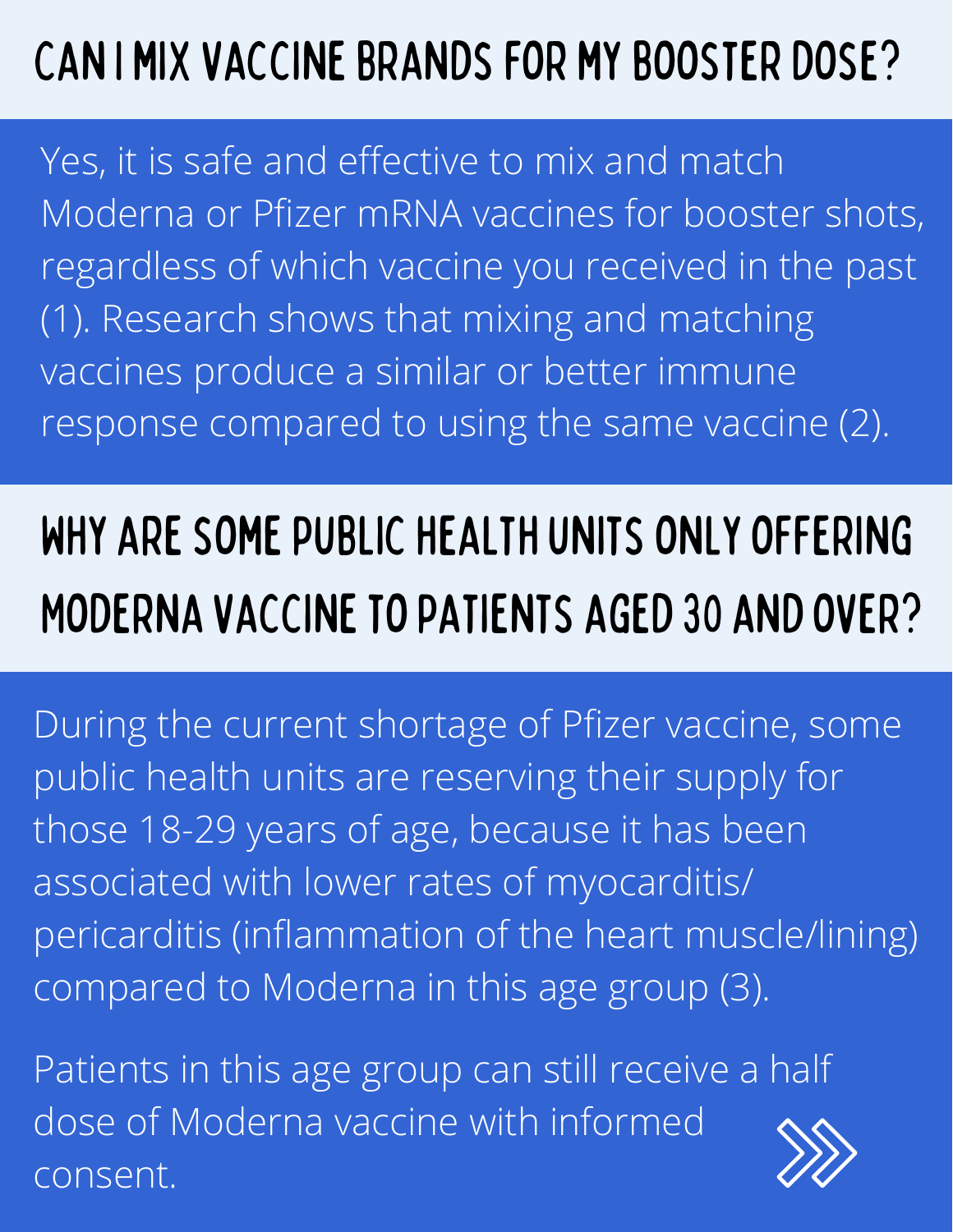## CAN I MIX VACCINE BRANDS FOR MY BOOSTER DOSE?

Yes, it is safe and effective to mix and match Moderna or Pfizer mRNA vaccines for booster shots, regardless of which vaccine you received in the past (1). Research shows that mixing and matching vaccines produce a similar or better immune response compared to using the same vaccine (2).

## WHY ARE SOME PUBLIC HEALTH UNITS ONLY OFFERING MODERNA VACCINE TO PATIENTS AGED 30 AND OVER?

During the current shortage of Pfizer vaccine, some public health units are reserving their supply for those 18-29 years of age, because it has been associated with lower rates of myocarditis/ pericarditis (inflammation of the heart muscle/lining) compared to Moderna in this age group (3).

Patients in this age group can still receive a half dose of Moderna vaccine with informed consent.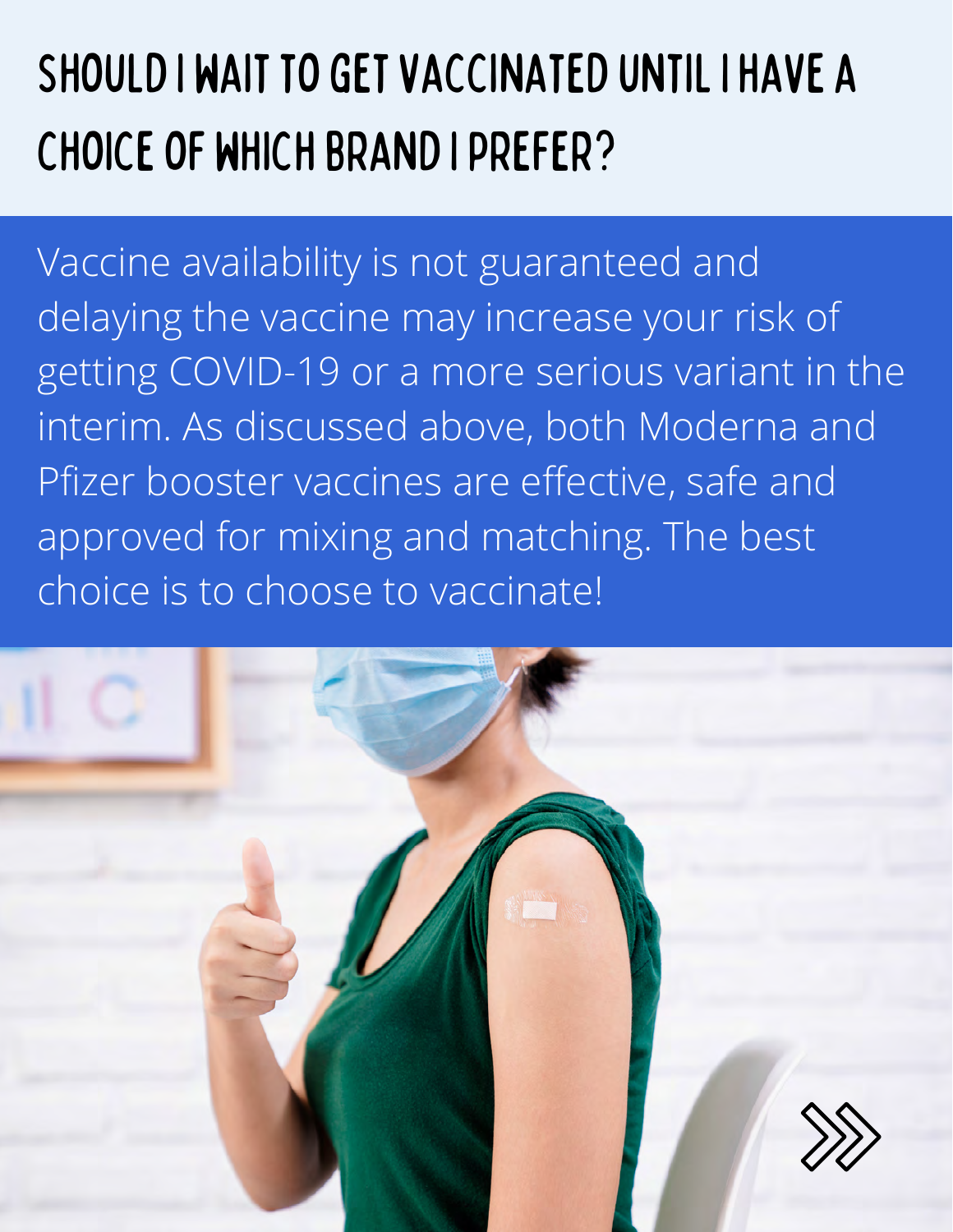# SHOULD I WAIT TO GET VACCINATED UNTIL I HAVE A CHOICE OF WHICH BRAND I PREFER?

Vaccine availability is not guaranteed and delaying the vaccine may increase your risk of getting COVID-19 or a more serious variant in the interim. As discussed above, both Moderna and Pfizer booster vaccines are effective, safe and approved for mixing and matching. The best choice is to choose to vaccinate!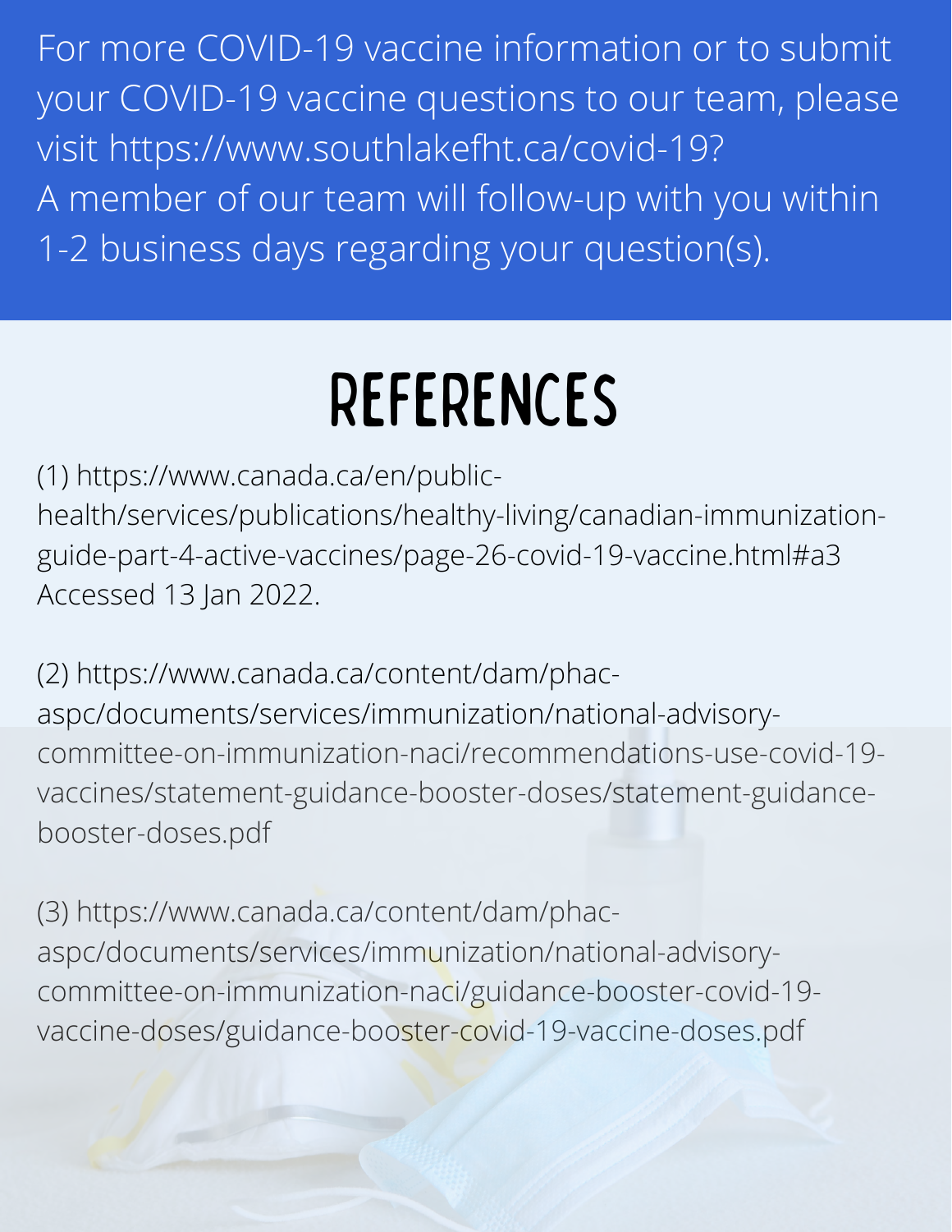For more COVID-19 vaccine information or to submit your COVID-19 vaccine questions to our team, please visit https://www.southlakefht.ca/covid-19?
A member of our team will follow-up with you within 1-2 business days regarding your question(s).

# REFERENCES

(1) https://www.canada.ca/en/public-health/services/publications/healthy-living/canadian-immunization-guide-part-4-active-vaccines/page-26-covid-19-vaccine.html#a3 Accessed 13 Jan 2022.

(2) https://www.canada.ca/content/dam/phac-aspc/documents/services/immunization/national-advisory-committee-on-immunization-naci/recommendations-use-covid-19-vaccines/statement-guidance-booster-doses/statement-guidance-booster-doses.pdf

(3) https://www.canada.ca/content/dam/phac-aspc/documents/services/immunization/national-advisory-committee-on-immunization-naci/guidance-booster-covid-19-vaccine-doses/guidance-booster-covid-19-vaccine-doses.pdf